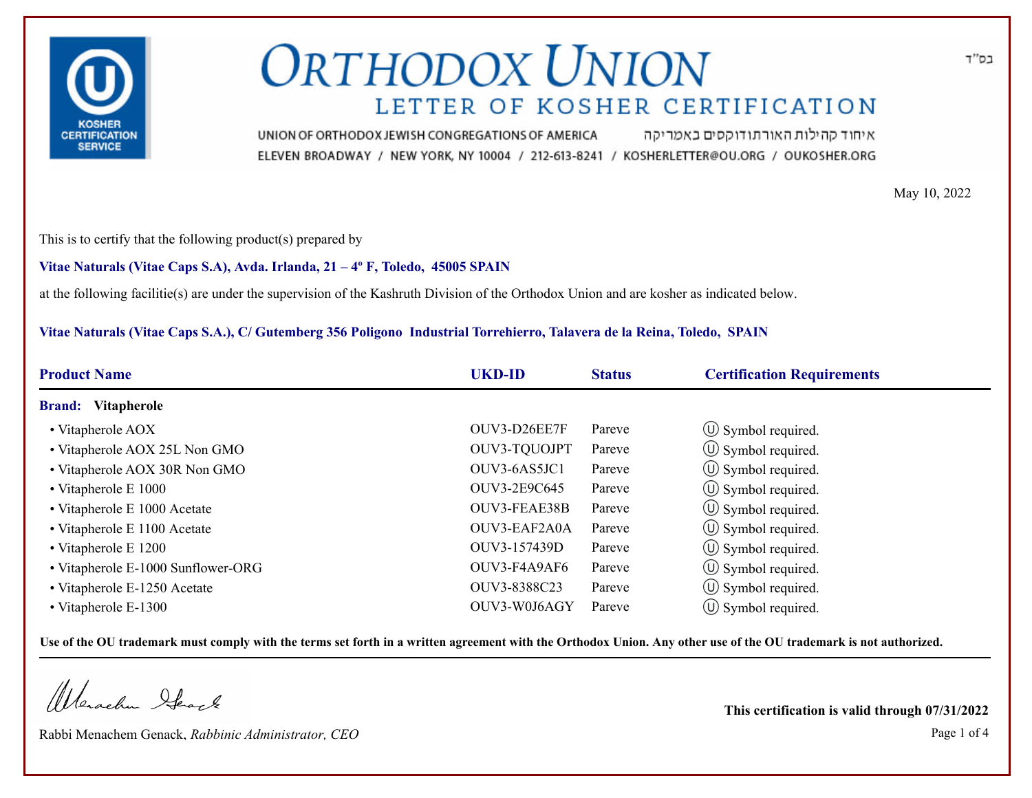# ORTHODOX UNION

## LETTER OF KOSHER CERTIFICATION

UNION OF ORTHODOX JEWISH CONGREGATIONS OF AMERICA איחוד קהילות האורתודוקסים באמריקה

ELEVEN BROADWAY / NEW YORK, NY 10004 / 212-613-8241 / KOSHERLETTER@OU.ORG / OUKOSHER.ORG

בס"ד

May 10, 2022

This is to certify that the following product(s) prepared by

**Vitae Naturals (Vitae Caps S.A), Avda. Irlanda, 21 – 4º F, Toledo, 45005 SPAIN**

at the following facilitie(s) are under the supervision of the Kashruth Division of the Orthodox Union and are kosher as indicated below.

**Vitae Naturals (Vitae Caps S.A.), C/ Gutemberg 356 Poligono Industrial Torrehierro, Talavera de la Reina, Toledo, SPAIN**

| Product Name | UKD-ID | Status | Certification Requirements |
|---|---|---|---|
| **Brand: Vitapherole** | | | |
| • Vitapherole AOX | OUV3-D26EE7F | Pareve | Ⓤ Symbol required. |
| • Vitapherole AOX 25L Non GMO | OUV3-TQUOJPT | Pareve | Ⓤ Symbol required. |
| • Vitapherole AOX 30R Non GMO | OUV3-6AS5JC1 | Pareve | Ⓤ Symbol required. |
| • Vitapherole E 1000 | OUV3-2E9C645 | Pareve | Ⓤ Symbol required. |
| • Vitapherole E 1000 Acetate | OUV3-FEAE38B | Pareve | Ⓤ Symbol required. |
| • Vitapherole E 1100 Acetate | OUV3-EAF2A0A | Pareve | Ⓤ Symbol required. |
| • Vitapherole E 1200 | OUV3-157439D | Pareve | Ⓤ Symbol required. |
| • Vitapherole E-1000 Sunflower-ORG | OUV3-F4A9AF6 | Pareve | Ⓤ Symbol required. |
| • Vitapherole E-1250 Acetate | OUV3-8388C23 | Pareve | Ⓤ Symbol required. |
| • Vitapherole E-1300 | OUV3-W0J6AGY | Pareve | Ⓤ Symbol required. |

**Use of the OU trademark must comply with the terms set forth in a written agreement with the Orthodox Union. Any other use of the OU trademark is not authorized.**

Rabbi Menachem Genack, *Rabbinic Administrator, CEO*

**This certification is valid through 07/31/2022**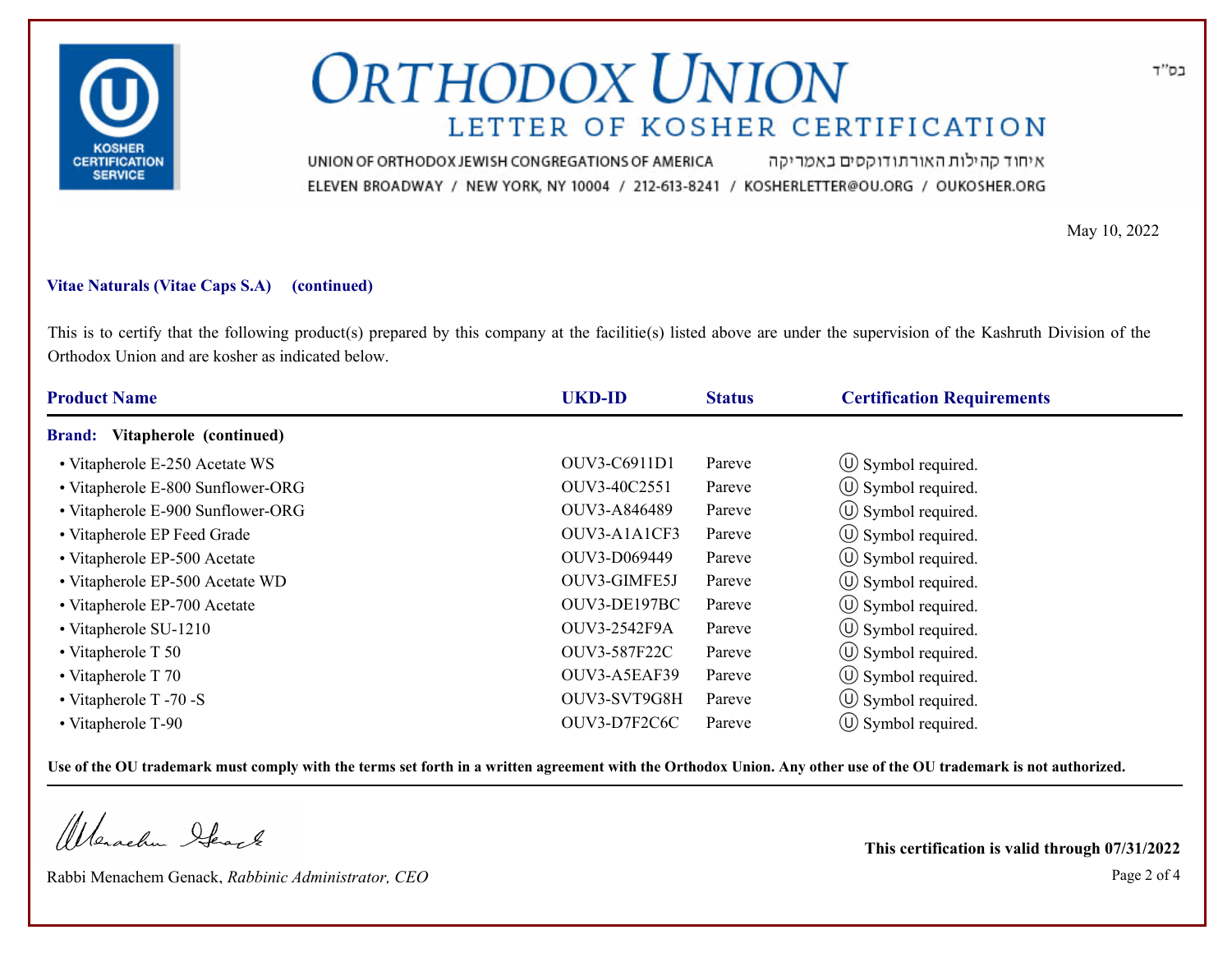בס"ד

# ORTHODOX UNION

## LETTER OF KOSHER CERTIFICATION

UNION OF ORTHODOX JEWISH CONGREGATIONS OF AMERICA איחוד קהילות האורתודוקסים באמריקה

ELEVEN BROADWAY / NEW YORK, NY 10004 / 212-613-8241 / KOSHERLETTER@OU.ORG / OUKOSHER.ORG

May 10, 2022

**Vitae Naturals (Vitae Caps S.A) (continued)**

This is to certify that the following product(s) prepared by this company at the facilitie(s) listed above are under the supervision of the Kashruth Division of the Orthodox Union and are kosher as indicated below.

| Product Name | UKD-ID | Status | Certification Requirements |
|---|---|---|---|
| **Brand: Vitapherole (continued)** | | | |
| • Vitapherole E-250 Acetate WS | OUV3-C6911D1 | Pareve | Ⓤ Symbol required. |
| • Vitapherole E-800 Sunflower-ORG | OUV3-40C2551 | Pareve | Ⓤ Symbol required. |
| • Vitapherole E-900 Sunflower-ORG | OUV3-A846489 | Pareve | Ⓤ Symbol required. |
| • Vitapherole EP Feed Grade | OUV3-A1A1CF3 | Pareve | Ⓤ Symbol required. |
| • Vitapherole EP-500 Acetate | OUV3-D069449 | Pareve | Ⓤ Symbol required. |
| • Vitapherole EP-500 Acetate WD | OUV3-GIMFE5J | Pareve | Ⓤ Symbol required. |
| • Vitapherole EP-700 Acetate | OUV3-DE197BC | Pareve | Ⓤ Symbol required. |
| • Vitapherole SU-1210 | OUV3-2542F9A | Pareve | Ⓤ Symbol required. |
| • Vitapherole T 50 | OUV3-587F22C | Pareve | Ⓤ Symbol required. |
| • Vitapherole T 70 | OUV3-A5EAF39 | Pareve | Ⓤ Symbol required. |
| • Vitapherole T -70 -S | OUV3-SVT9G8H | Pareve | Ⓤ Symbol required. |
| • Vitapherole T-90 | OUV3-D7F2C6C | Pareve | Ⓤ Symbol required. |

**Use of the OU trademark must comply with the terms set forth in a written agreement with the Orthodox Union. Any other use of the OU trademark is not authorized.**

Rabbi Menachem Genack, *Rabbinic Administrator, CEO*

**This certification is valid through 07/31/2022**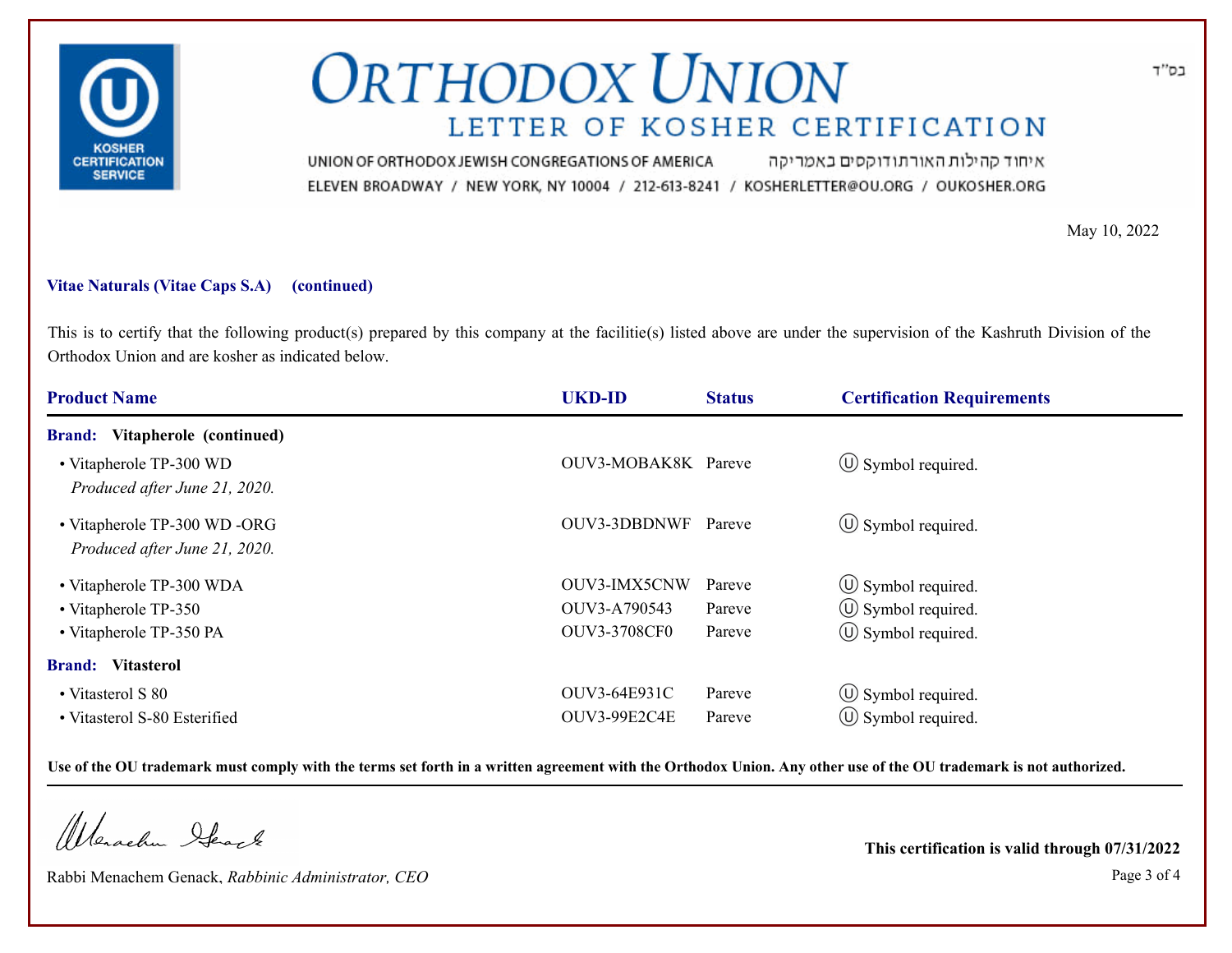# ORTHODOX UNION

## LETTER OF KOSHER CERTIFICATION

UNION OF ORTHODOX JEWISH CONGREGATIONS OF AMERICA איחוד קהילות האורתודוקסים באמריקה

ELEVEN BROADWAY / NEW YORK, NY 10004 / 212-613-8241 / KOSHERLETTER@OU.ORG / OUKOSHER.ORG

בס"ד

May 10, 2022

**Vitae Naturals (Vitae Caps S.A) (continued)**

This is to certify that the following product(s) prepared by this company at the facilitie(s) listed above are under the supervision of the Kashruth Division of the Orthodox Union and are kosher as indicated below.

| Product Name | UKD-ID | Status | Certification Requirements |
|---|---|---|---|
| **Brand: Vitapherole (continued)** | | | |
| • Vitapherole TP-300 WD<br>*Produced after June 21, 2020.* | OUV3-MOBAK8K | Pareve | Ⓤ Symbol required. |
| • Vitapherole TP-300 WD -ORG<br>*Produced after June 21, 2020.* | OUV3-3DBDNWF | Pareve | Ⓤ Symbol required. |
| • Vitapherole TP-300 WDA | OUV3-IMX5CNW | Pareve | Ⓤ Symbol required. |
| • Vitapherole TP-350 | OUV3-A790543 | Pareve | Ⓤ Symbol required. |
| • Vitapherole TP-350 PA | OUV3-3708CF0 | Pareve | Ⓤ Symbol required. |
| **Brand: Vitasterol** | | | |
| • Vitasterol S 80 | OUV3-64E931C | Pareve | Ⓤ Symbol required. |
| • Vitasterol S-80 Esterified | OUV3-99E2C4E | Pareve | Ⓤ Symbol required. |

**Use of the OU trademark must comply with the terms set forth in a written agreement with the Orthodox Union. Any other use of the OU trademark is not authorized.**

Rabbi Menachem Genack, *Rabbinic Administrator, CEO*

**This certification is valid through 07/31/2022**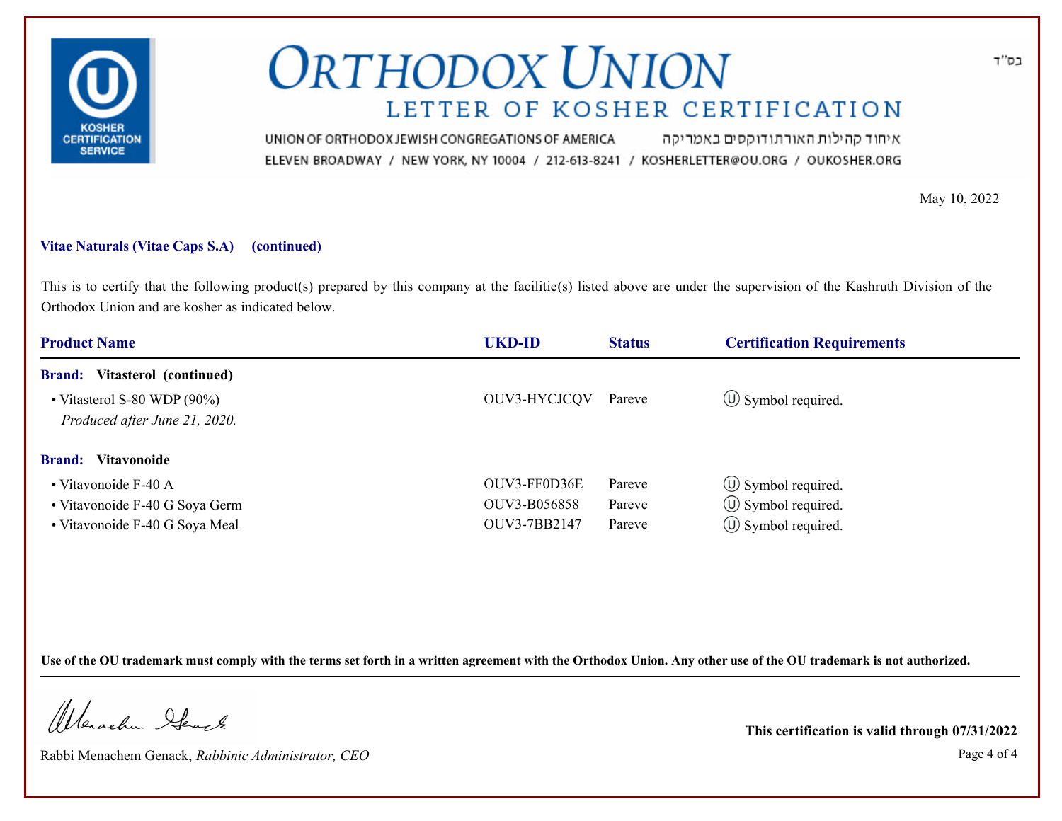# ORTHODOX UNION

## LETTER OF KOSHER CERTIFICATION

UNION OF ORTHODOX JEWISH CONGREGATIONS OF AMERICA איחוד קהילות האורתודוקסים באמריקה

ELEVEN BROADWAY / NEW YORK, NY 10004 / 212-613-8241 / KOSHERLETTER@OU.ORG / OUKOSHER.ORG

בס"ד

May 10, 2022

**Vitae Naturals (Vitae Caps S.A) (continued)**

This is to certify that the following product(s) prepared by this company at the facilitie(s) listed above are under the supervision of the Kashruth Division of the Orthodox Union and are kosher as indicated below.

| Product Name | UKD-ID | Status | Certification Requirements |
|---|---|---|---|
| **Brand: Vitasterol (continued)** | | | |
| • Vitasterol S-80 WDP (90%) *Produced after June 21, 2020.* | OUV3-HYCJCQV | Pareve | Ⓤ Symbol required. |
| **Brand: Vitavonoide** | | | |
| • Vitavonoide F-40 A | OUV3-FF0D36E | Pareve | Ⓤ Symbol required. |
| • Vitavonoide F-40 G Soya Germ | OUV3-B056858 | Pareve | Ⓤ Symbol required. |
| • Vitavonoide F-40 G Soya Meal | OUV3-7BB2147 | Pareve | Ⓤ Symbol required. |

**Use of the OU trademark must comply with the terms set forth in a written agreement with the Orthodox Union. Any other use of the OU trademark is not authorized.**

Rabbi Menachem Genack, *Rabbinic Administrator, CEO*

**This certification is valid through 07/31/2022**